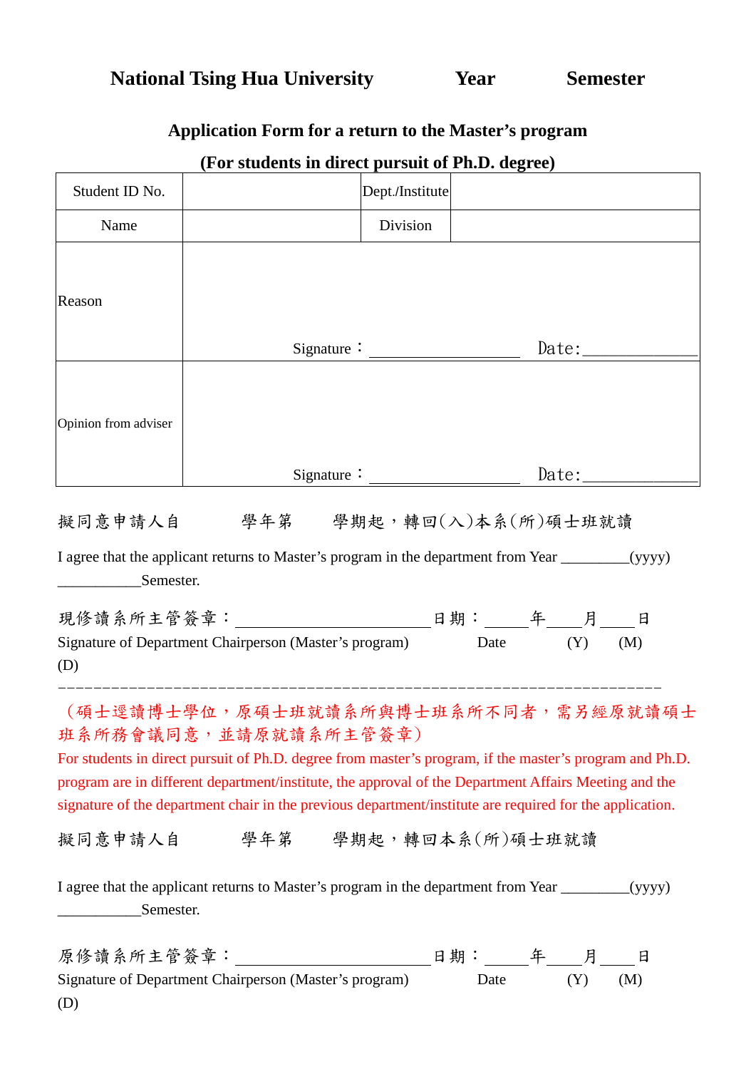# National Tsing Hua University Year Semester

## Application Form for a return to the Master's program

## (For students in direct pursuit of Ph.D. degree)

| Student ID No. | | Dept./Institute | |
|---|---|---|---|
| Name | | Division | |
| Reason | Signature：\_\_\_\_\_\_\_\_\_\_\_\_\_\_\_\_\_\_ Date:\_\_\_\_\_\_\_\_\_\_\_\_\_\_ | | |
| Opinion from adviser | Signature：\_\_\_\_\_\_\_\_\_\_\_\_\_\_\_\_\_\_ Date:\_\_\_\_\_\_\_\_\_\_\_\_\_\_ | | |

擬同意申請人自　　　學年第　　　學期起，轉回(入)本系(所)碩士班就讀

I agree that the applicant returns to Master's program in the department from Year \_\_\_\_\_\_\_\_\_(yyyy) \_\_\_\_\_\_\_\_\_\_\_Semester.

現修讀系所主管簽章：\_\_\_\_\_\_\_\_\_\_\_\_\_\_\_\_\_\_\_\_\_\_\_\_\_\_日期：\_\_\_\_\_年\_\_\_\_月\_\_\_\_日
Signature of Department Chairperson (Master's program) Date (Y) (M) (D)

---

（碩士逕讀博士學位，原碩士班就讀系所與博士班系所不同者，需另經原就讀碩士班系所務會議同意，並請原就讀系所主管簽章）

For students in direct pursuit of Ph.D. degree from master's program, if the master's program and Ph.D. program are in different department/institute, the approval of the Department Affairs Meeting and the signature of the department chair in the previous department/institute are required for the application.

擬同意申請人自　　　學年第　　　學期起，轉回本系(所)碩士班就讀

I agree that the applicant returns to Master's program in the department from Year \_\_\_\_\_\_\_\_\_(yyyy) \_\_\_\_\_\_\_\_\_\_\_Semester.

原修讀系所主管簽章：\_\_\_\_\_\_\_\_\_\_\_\_\_\_\_\_\_\_\_\_\_\_\_\_\_\_日期：\_\_\_\_\_年\_\_\_\_月\_\_\_\_日
Signature of Department Chairperson (Master's program) Date (Y) (M) (D)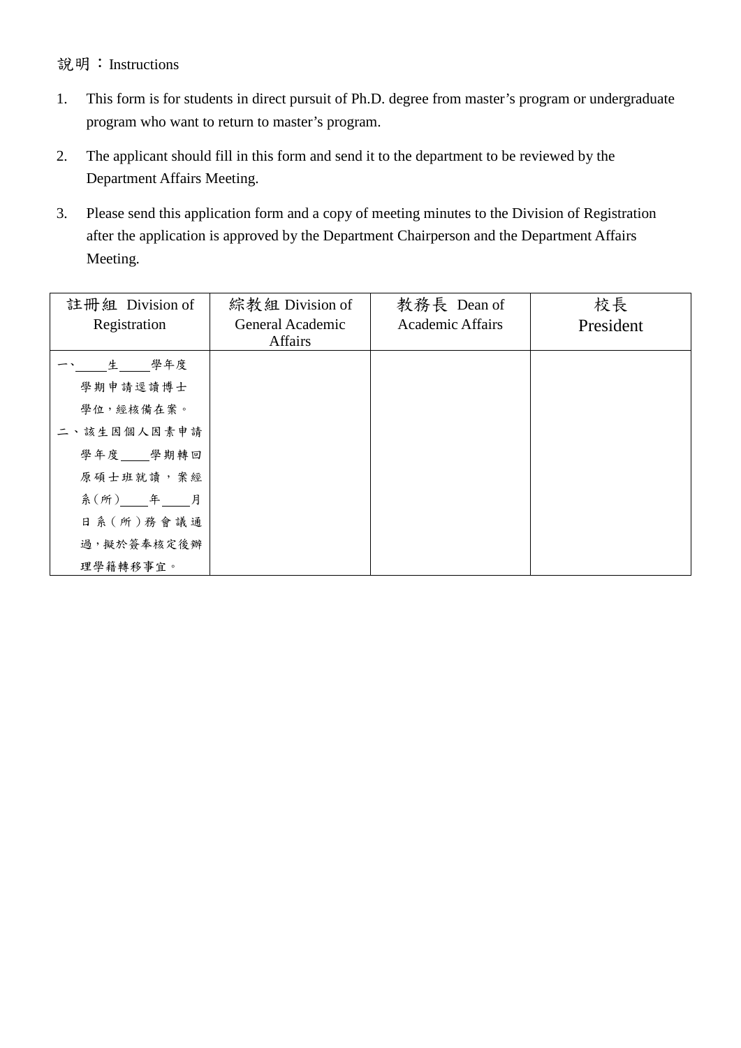說明：Instructions

1. This form is for students in direct pursuit of Ph.D. degree from master's program or undergraduate program who want to return to master's program.
2. The applicant should fill in this form and send it to the department to be reviewed by the Department Affairs Meeting.
3. Please send this application form and a copy of meeting minutes to the Division of Registration after the application is approved by the Department Chairperson and the Department Affairs Meeting.

| 註冊組 Division of Registration | 綜教組 Division of General Academic Affairs | 教務長 Dean of Academic Affairs | 校長 President |
|---|---|---|---|
| 一、_____生_____學年度學期申請逕讀博士學位，經核備在案。<br>二、該生因個人因素申請學年度_____學期轉回原碩士班就讀，案經系(所)_____年_____月日系(所)務會議通過，擬於簽奉核定後辦理學籍轉移事宜。 | | | |